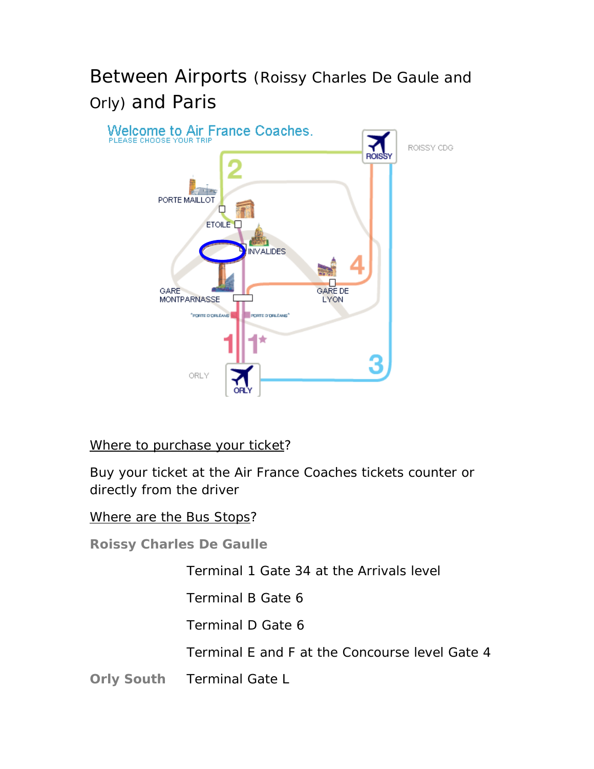# Between Airports (Roissy Charles De Gaule and Orly) and Paris

<u>Where to purchase your ticket</u>?

Buy your ticket at the Air France Coaches tickets counter or directly from the driver

<u>Where are the Bus Stops</u>?

**Roissy Charles De Gaulle**

Terminal 1 Gate 34 at the Arrivals level

Terminal B Gate 6

Terminal D Gate 6

Terminal E and F at the Concourse level Gate 4

**Orly South** Terminal Gate L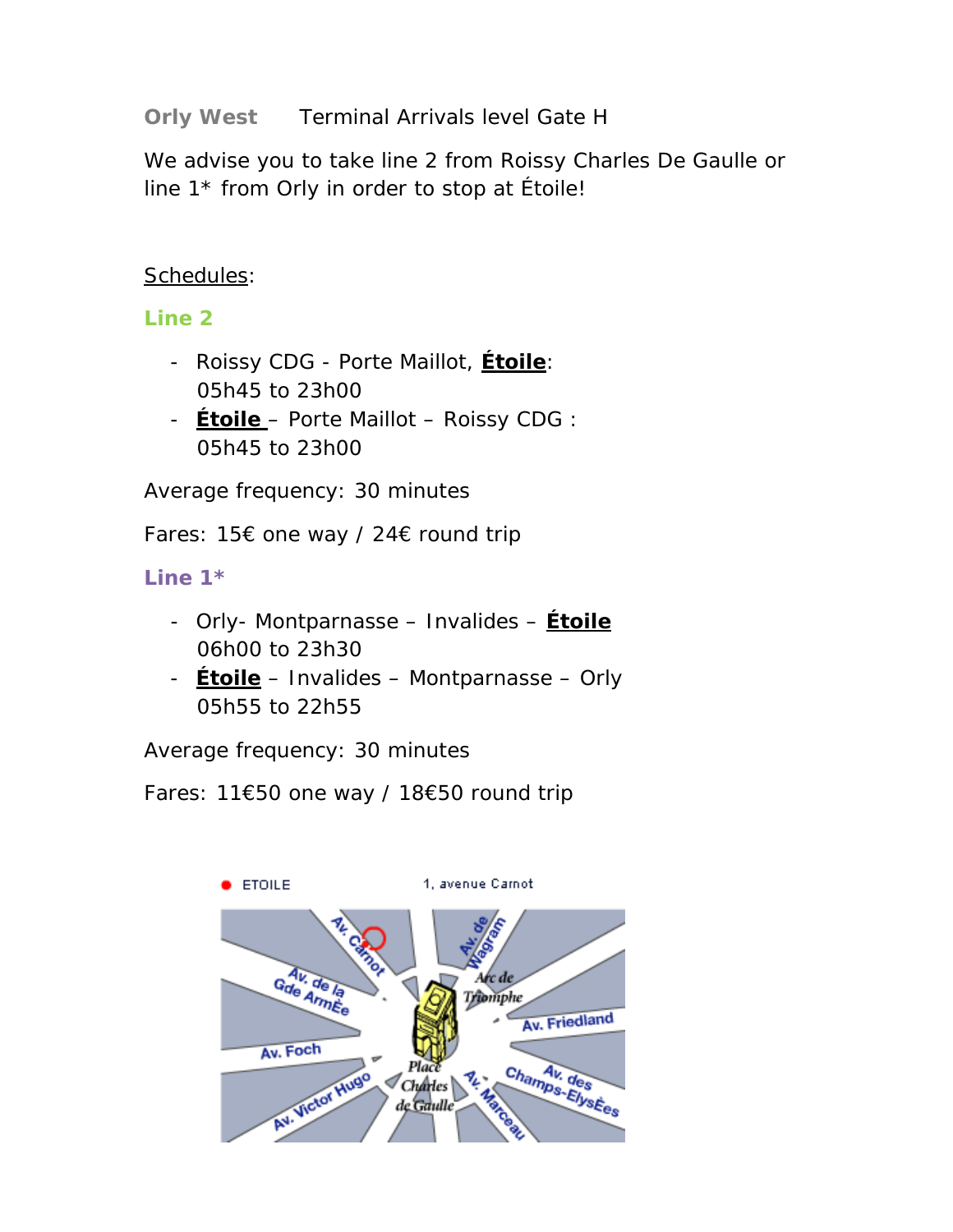**Orly West** Terminal Arrivals level Gate H

We advise you to take line 2 from Roissy Charles De Gaulle or line 1* from Orly in order to stop at Étoile!

Schedules:

**Line 2**

- Roissy CDG - Porte Maillot, **Étoile**: 05h45 to 23h00
- **Étoile** – Porte Maillot – Roissy CDG : 05h45 to 23h00

Average frequency: 30 minutes

Fares: 15€ one way / 24€ round trip

**Line 1***

- Orly- Montparnasse – Invalides – **Étoile** 06h00 to 23h30
- **Étoile** – Invalides – Montparnasse – Orly 05h55 to 22h55

Average frequency: 30 minutes

Fares: 11€50 one way / 18€50 round trip

ETOILE 1, avenue Carnot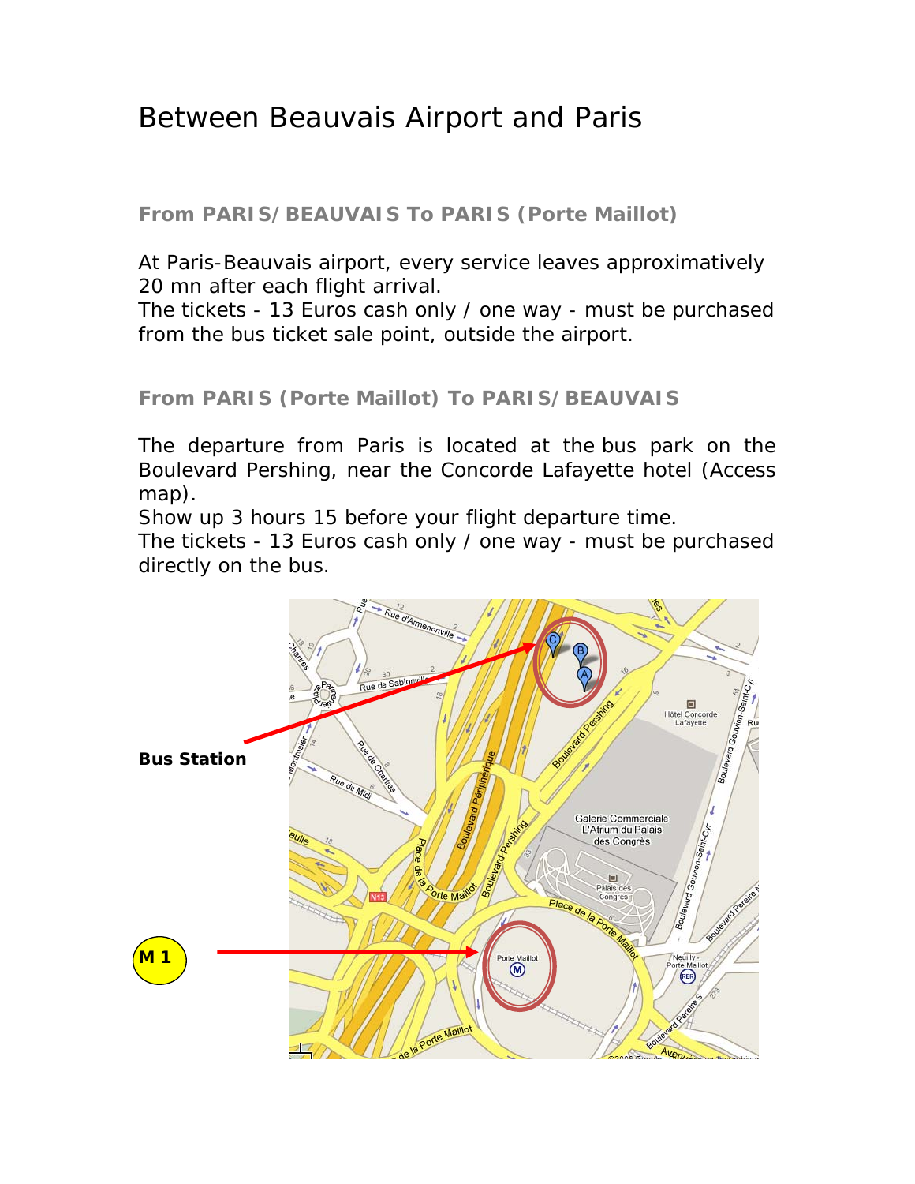# Between Beauvais Airport and Paris

### From PARIS/BEAUVAIS To PARIS (Porte Maillot)

At Paris-Beauvais airport, every service leaves approximatively 20 mn after each flight arrival.
The tickets - 13 Euros cash only / one way - must be purchased from the bus ticket sale point, outside the airport.

### From PARIS (Porte Maillot) To PARIS/BEAUVAIS

The departure from Paris is located at the bus park on the Boulevard Pershing, near the Concorde Lafayette hotel (Access map).
Show up 3 hours 15 before your flight departure time.
The tickets - 13 Euros cash only / one way - must be purchased directly on the bus.

**Bus Station**

**M 1**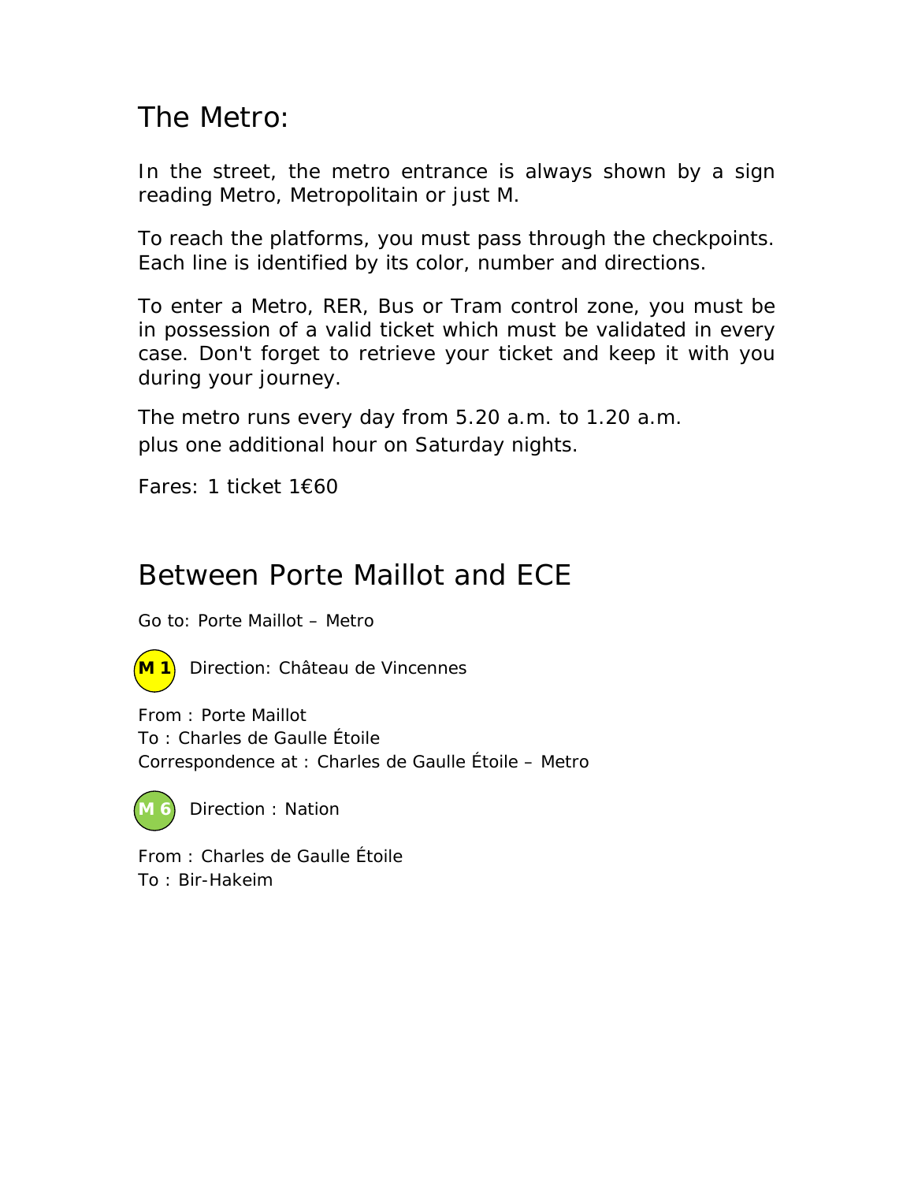## The Metro:

In the street, the metro entrance is always shown by a sign reading Metro, Metropolitain or just M.

To reach the platforms, you must pass through the checkpoints. Each line is identified by its color, number and directions.

To enter a Metro, RER, Bus or Tram control zone, you must be in possession of a valid ticket which must be validated in every case. Don't forget to retrieve your ticket and keep it with you during your journey.

The metro runs every day from 5.20 a.m. to 1.20 a.m.
plus one additional hour on Saturday nights.

Fares: 1 ticket 1€60

## Between Porte Maillot and ECE

Go to: Porte Maillot – Metro

**M 1** Direction: Château de Vincennes

From : Porte Maillot
To : Charles de Gaulle Étoile
Correspondence at : Charles de Gaulle Étoile – Metro

**M 6** Direction : Nation

From : Charles de Gaulle Étoile
To : Bir-Hakeim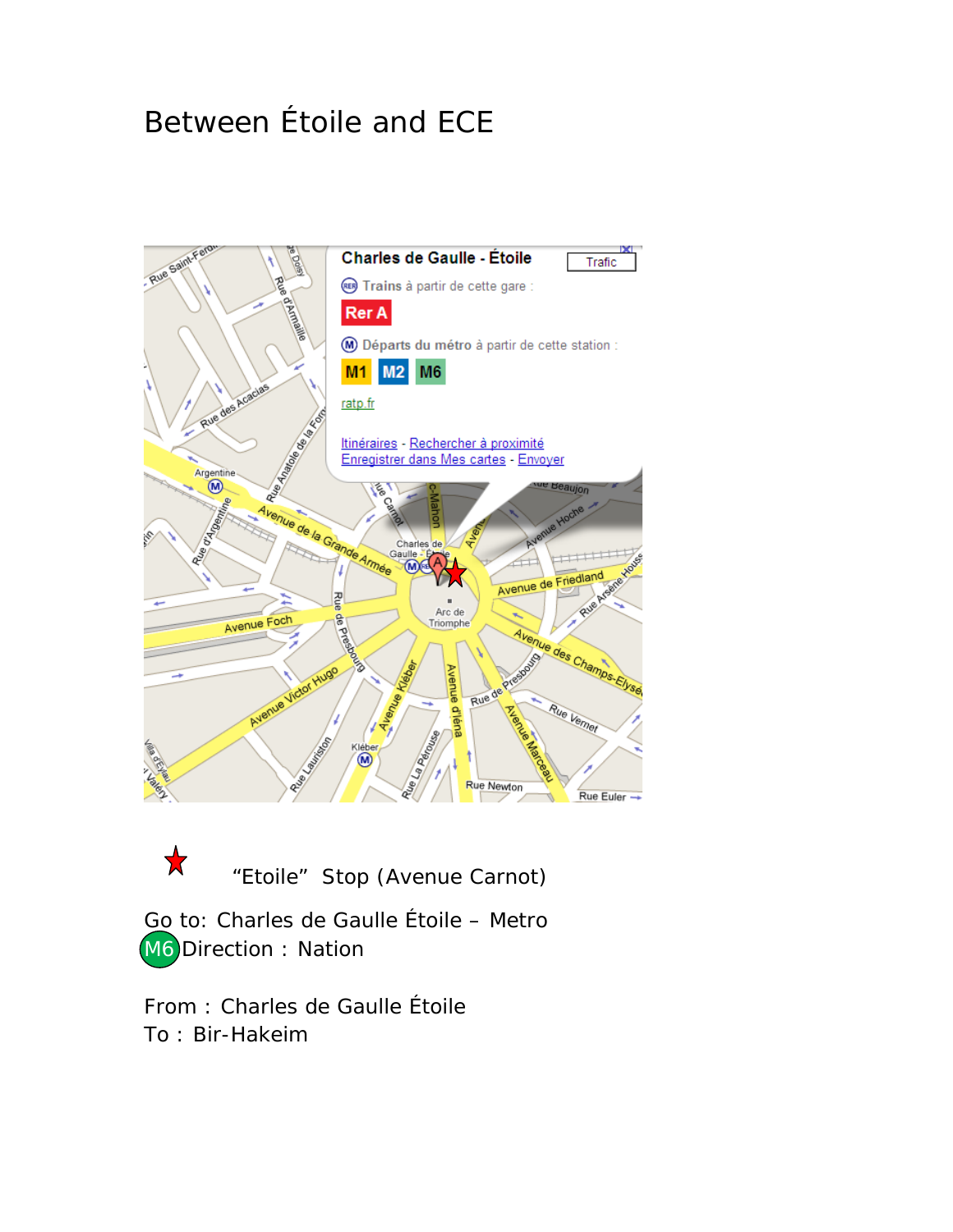# Between Étoile and ECE

★ “Etoile” Stop (Avenue Carnot)

Go to: Charles de Gaulle Étoile – Metro M6 Direction : Nation

From : Charles de Gaulle Étoile
To : Bir-Hakeim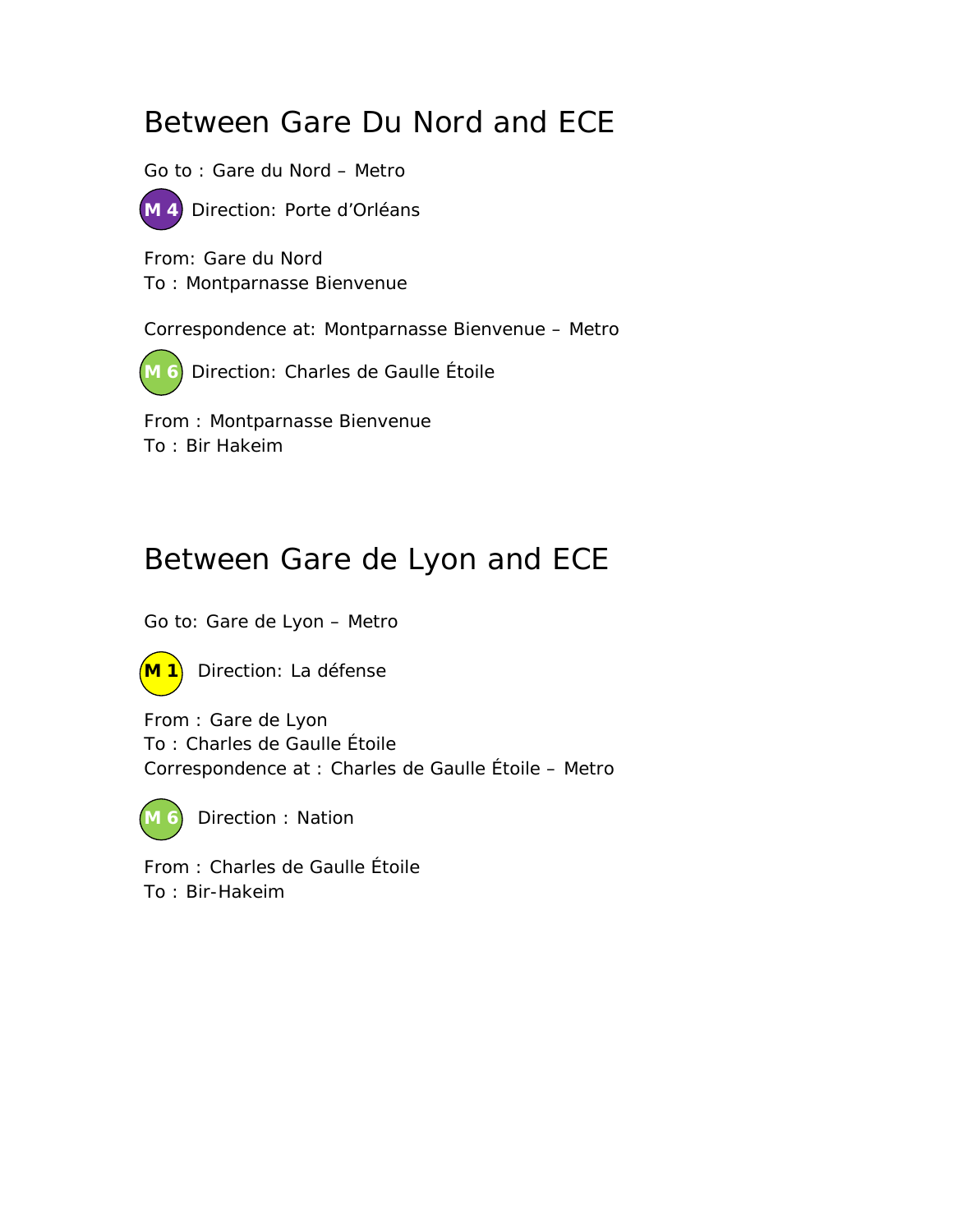# Between Gare Du Nord and ECE

Go to : Gare du Nord – Metro

**M 4** Direction: Porte d'Orléans

From: Gare du Nord
To : Montparnasse Bienvenue

Correspondence at: Montparnasse Bienvenue – Metro

**M 6** Direction: Charles de Gaulle Étoile

From : Montparnasse Bienvenue
To : Bir Hakeim

# Between Gare de Lyon and ECE

Go to: Gare de Lyon – Metro

**M 1** Direction: La défense

From : Gare de Lyon
To : Charles de Gaulle Étoile
Correspondence at : Charles de Gaulle Étoile – Metro

**M 6** Direction : Nation

From : Charles de Gaulle Étoile
To : Bir-Hakeim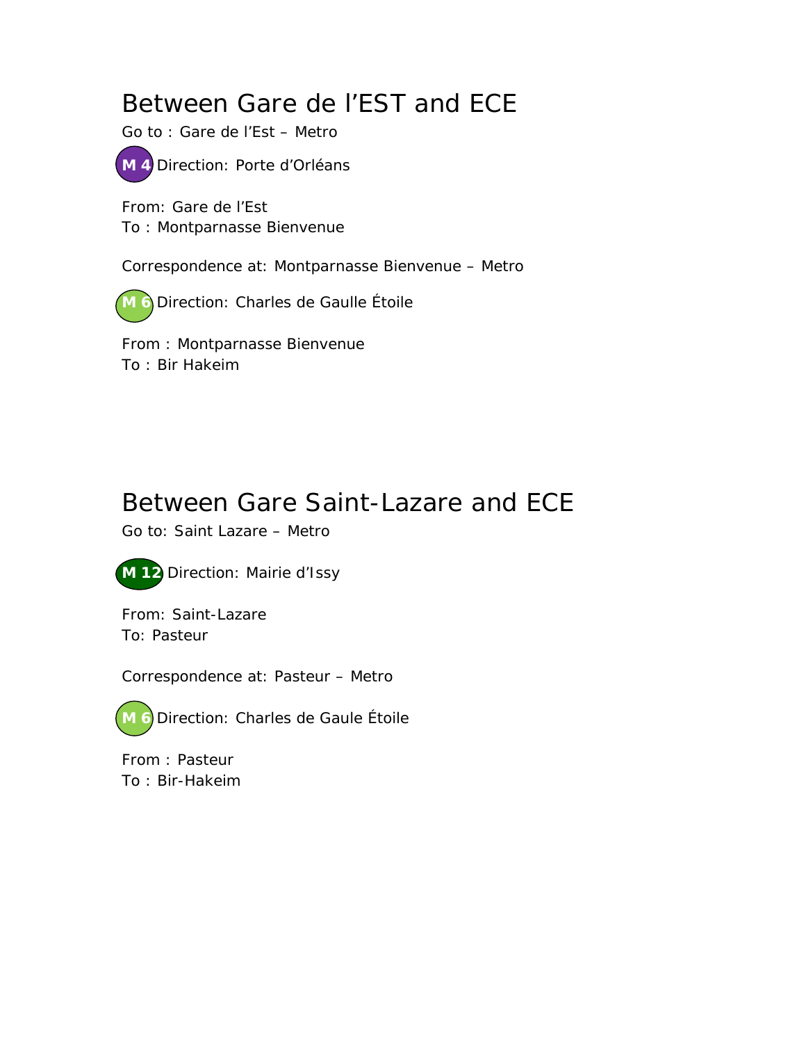# Between Gare de l'EST and ECE

Go to : Gare de l'Est – Metro

**M 4** Direction: Porte d'Orléans

From: Gare de l'Est
To : Montparnasse Bienvenue

Correspondence at: Montparnasse Bienvenue – Metro

**M 6** Direction: Charles de Gaulle Étoile

From : Montparnasse Bienvenue
To : Bir Hakeim

# Between Gare Saint-Lazare and ECE

Go to: Saint Lazare – Metro

**M 12** Direction: Mairie d'Issy

From: Saint-Lazare
To: Pasteur

Correspondence at: Pasteur – Metro

**M 6** Direction: Charles de Gaule Étoile

From : Pasteur
To : Bir-Hakeim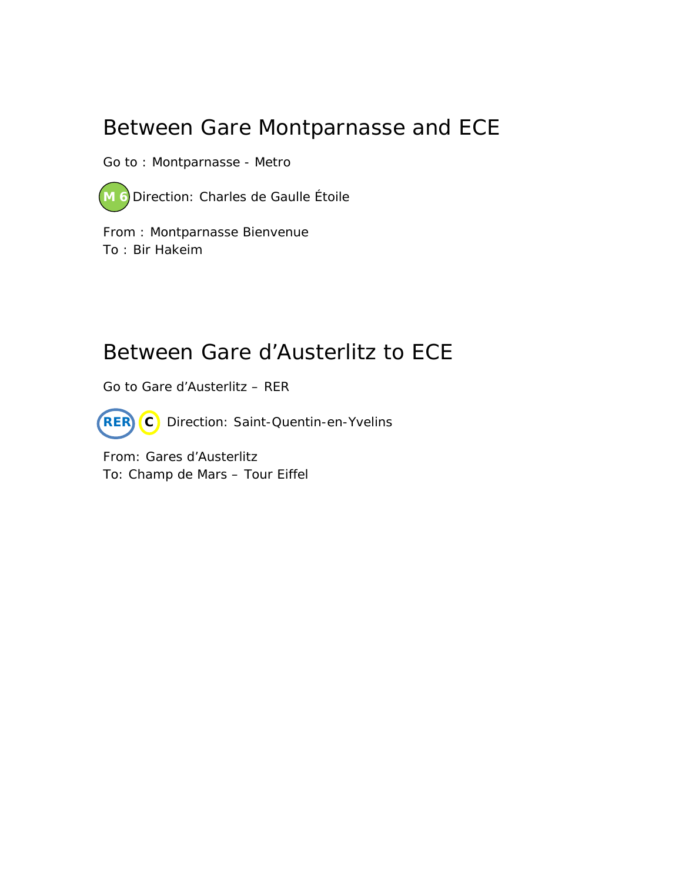## Between Gare Montparnasse and ECE

Go to : Montparnasse - Metro

M 6 Direction: Charles de Gaulle Étoile

From : Montparnasse Bienvenue
To : Bir Hakeim

## Between Gare d'Austerlitz to ECE

Go to Gare d'Austerlitz – RER

RER C Direction: Saint-Quentin-en-Yvelins

From: Gares d'Austerlitz
To: Champ de Mars – Tour Eiffel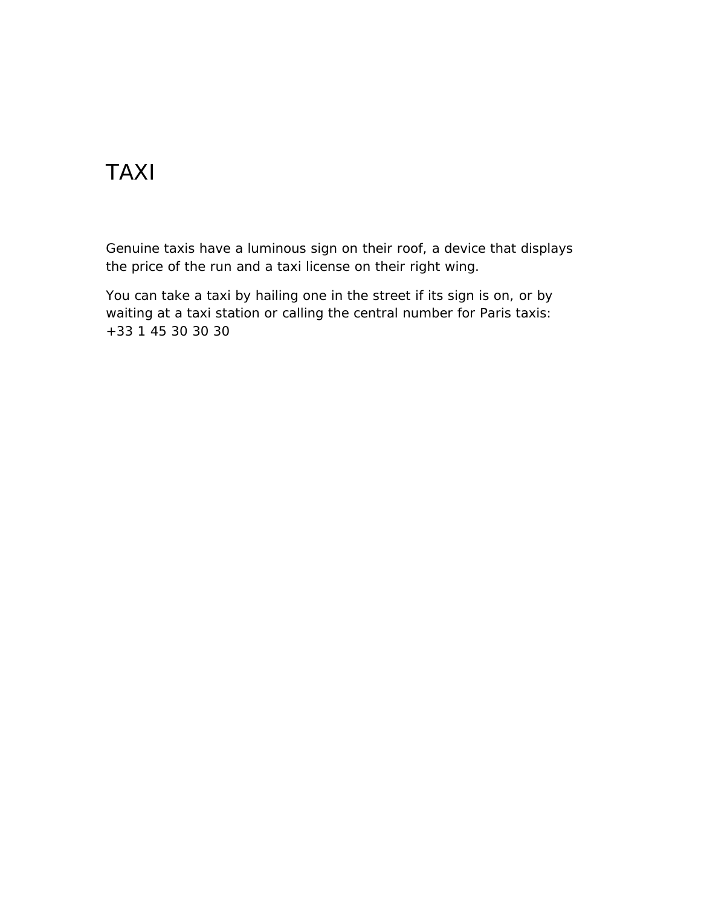# TAXI

Genuine taxis have a luminous sign on their roof, a device that displays the price of the run and a taxi license on their right wing.

You can take a taxi by hailing one in the street if its sign is on, or by waiting at a taxi station or calling the central number for Paris taxis: +33 1 45 30 30 30